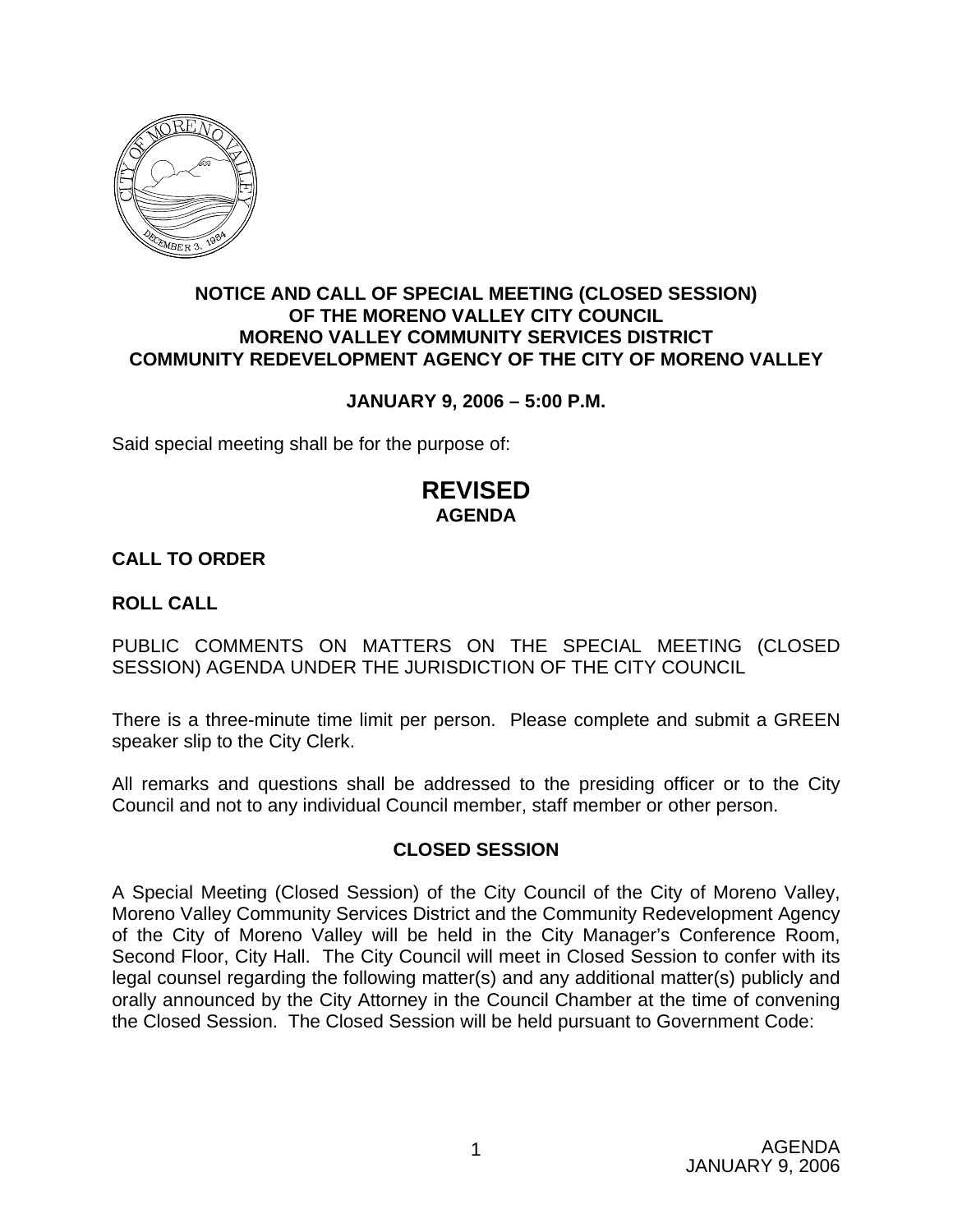**NOTICE AND CALL OF SPECIAL MEETING (CLOSED SESSION)**
**OF THE MORENO VALLEY CITY COUNCIL**
**MORENO VALLEY COMMUNITY SERVICES DISTRICT**
**COMMUNITY REDEVELOPMENT AGENCY OF THE CITY OF MORENO VALLEY**

**JANUARY 9, 2006 – 5:00 P.M.**

Said special meeting shall be for the purpose of:

# REVISED

## AGENDA

**CALL TO ORDER**

**ROLL CALL**

PUBLIC COMMENTS ON MATTERS ON THE SPECIAL MEETING (CLOSED SESSION) AGENDA UNDER THE JURISDICTION OF THE CITY COUNCIL

There is a three-minute time limit per person. Please complete and submit a GREEN speaker slip to the City Clerk.

All remarks and questions shall be addressed to the presiding officer or to the City Council and not to any individual Council member, staff member or other person.

**CLOSED SESSION**

A Special Meeting (Closed Session) of the City Council of the City of Moreno Valley, Moreno Valley Community Services District and the Community Redevelopment Agency of the City of Moreno Valley will be held in the City Manager's Conference Room, Second Floor, City Hall. The City Council will meet in Closed Session to confer with its legal counsel regarding the following matter(s) and any additional matter(s) publicly and orally announced by the City Attorney in the Council Chamber at the time of convening the Closed Session. The Closed Session will be held pursuant to Government Code: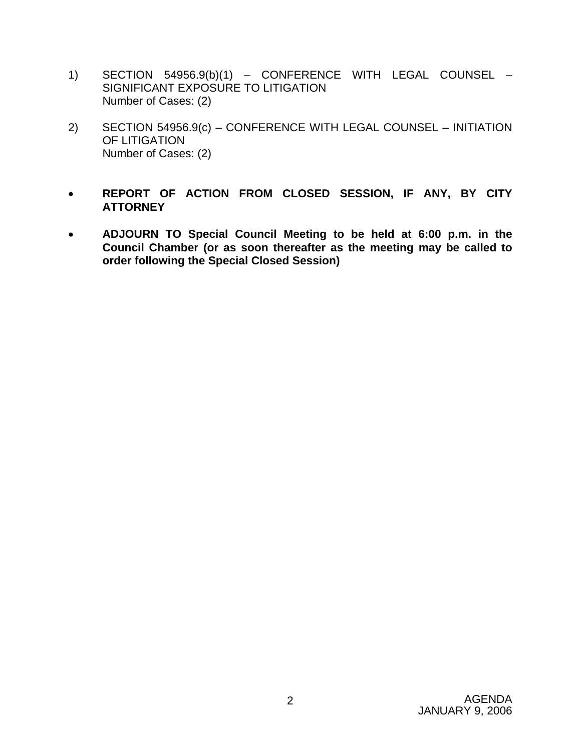1) SECTION 54956.9(b)(1) – CONFERENCE WITH LEGAL COUNSEL – SIGNIFICANT EXPOSURE TO LITIGATION
   Number of Cases: (2)

2) SECTION 54956.9(c) – CONFERENCE WITH LEGAL COUNSEL – INITIATION OF LITIGATION
   Number of Cases: (2)

- **REPORT OF ACTION FROM CLOSED SESSION, IF ANY, BY CITY ATTORNEY**

- **ADJOURN TO Special Council Meeting to be held at 6:00 p.m. in the Council Chamber (or as soon thereafter as the meeting may be called to order following the Special Closed Session)**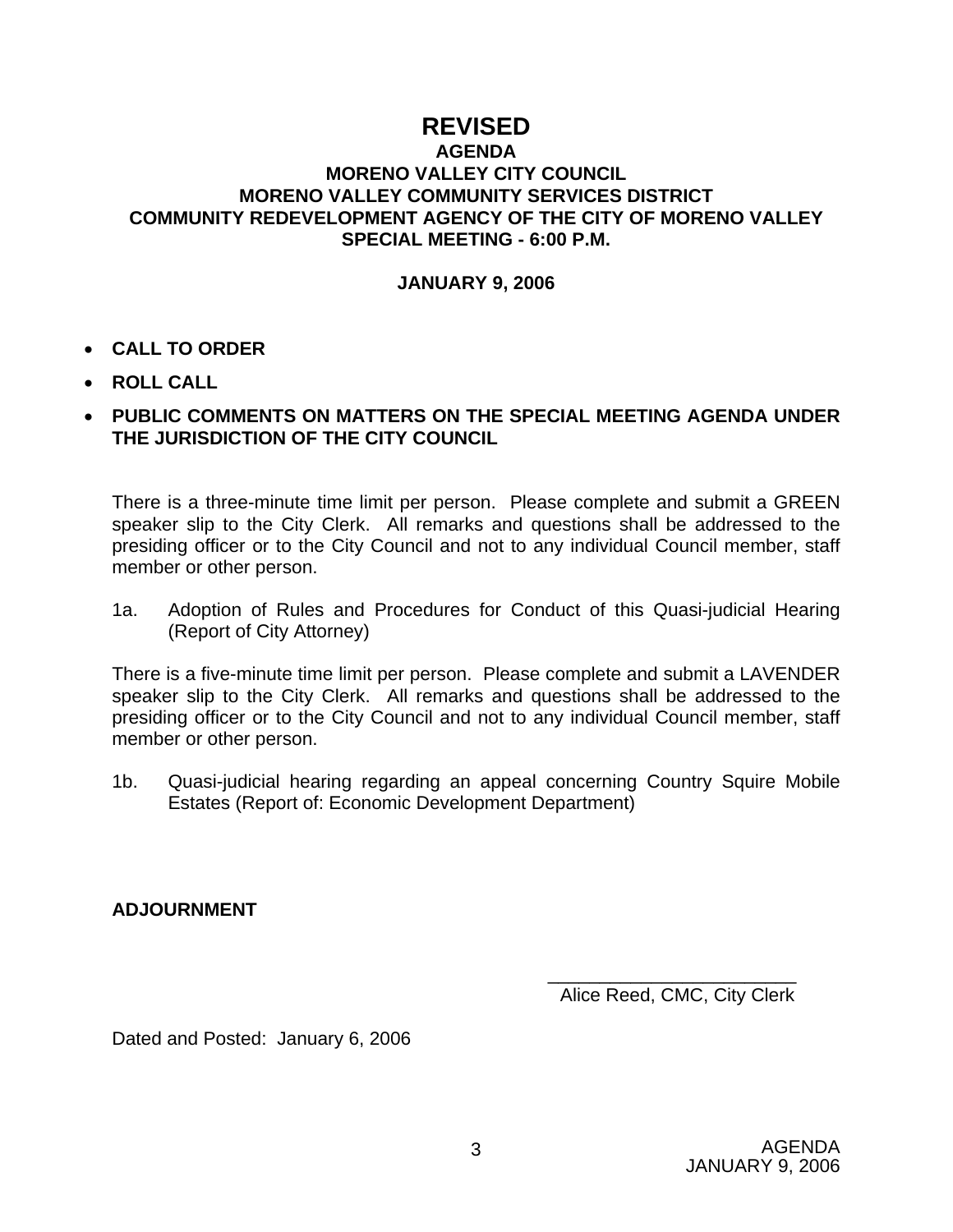# REVISED

**AGENDA**
**MORENO VALLEY CITY COUNCIL**
**MORENO VALLEY COMMUNITY SERVICES DISTRICT**
**COMMUNITY REDEVELOPMENT AGENCY OF THE CITY OF MORENO VALLEY**
**SPECIAL MEETING - 6:00 P.M.**

**JANUARY 9, 2006**

- **CALL TO ORDER**
- **ROLL CALL**
- **PUBLIC COMMENTS ON MATTERS ON THE SPECIAL MEETING AGENDA UNDER THE JURISDICTION OF THE CITY COUNCIL**

There is a three-minute time limit per person. Please complete and submit a GREEN speaker slip to the City Clerk. All remarks and questions shall be addressed to the presiding officer or to the City Council and not to any individual Council member, staff member or other person.

1a. Adoption of Rules and Procedures for Conduct of this Quasi-judicial Hearing (Report of City Attorney)

There is a five-minute time limit per person. Please complete and submit a LAVENDER speaker slip to the City Clerk. All remarks and questions shall be addressed to the presiding officer or to the City Council and not to any individual Council member, staff member or other person.

1b. Quasi-judicial hearing regarding an appeal concerning Country Squire Mobile Estates (Report of: Economic Development Department)

**ADJOURNMENT**

\_\_\_\_\_\_\_\_\_\_\_\_\_\_\_\_\_\_\_\_\_\_\_\_\_\_
Alice Reed, CMC, City Clerk

Dated and Posted: January 6, 2006